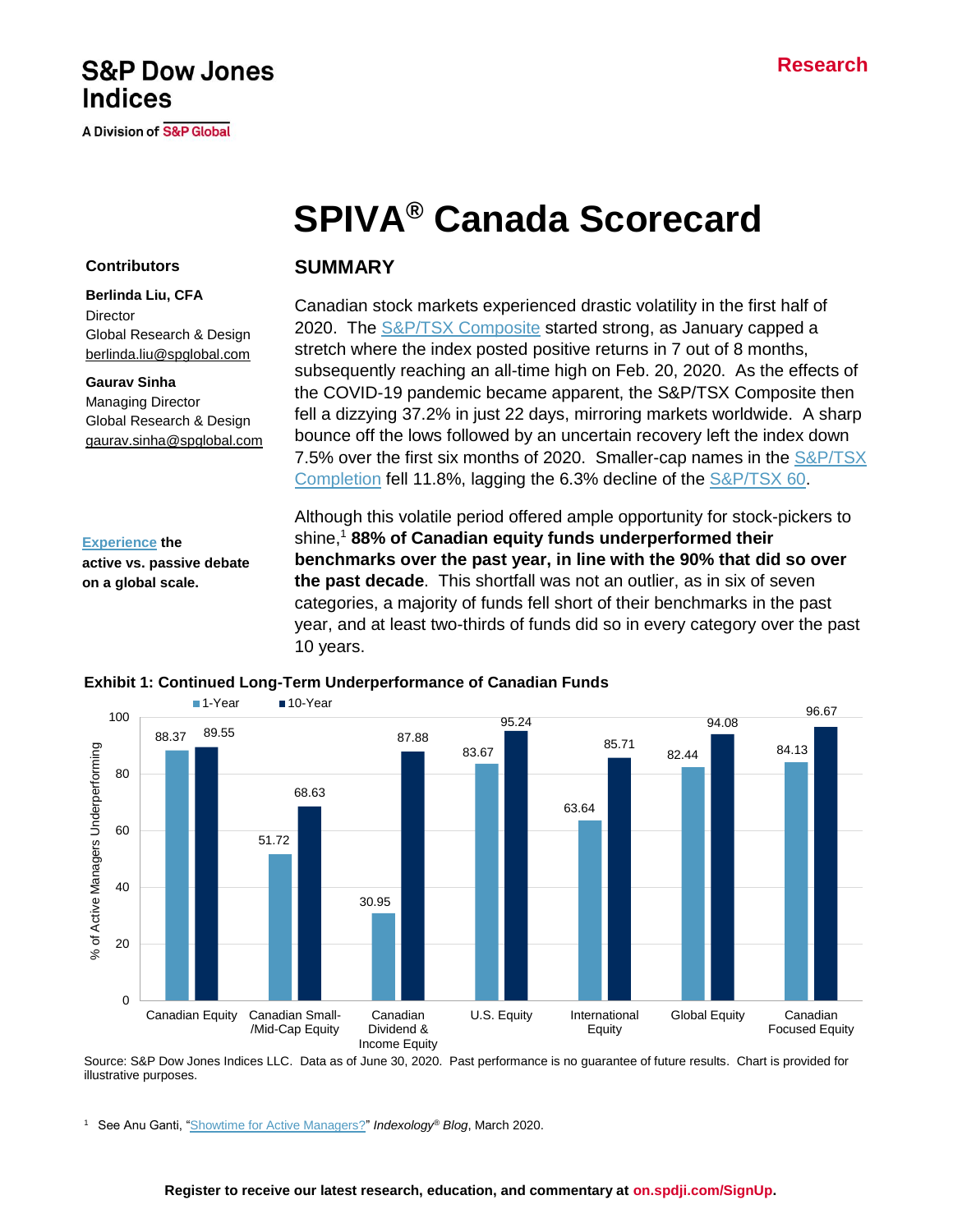S&P Dow Jones Indices

A Division of S&P Global

Research

# SPIVA® Canada Scorecard

**Contributors**

**Berlinda Liu, CFA**
Director
Global Research & Design
berlinda.liu@spglobal.com

**Gaurav Sinha**
Managing Director
Global Research & Design
gaurav.sinha@spglobal.com

**Experience the active vs. passive debate on a global scale.**

## SUMMARY

Canadian stock markets experienced drastic volatility in the first half of 2020. The S&P/TSX Composite started strong, as January capped a stretch where the index posted positive returns in 7 out of 8 months, subsequently reaching an all-time high on Feb. 20, 2020. As the effects of the COVID-19 pandemic became apparent, the S&P/TSX Composite then fell a dizzying 37.2% in just 22 days, mirroring markets worldwide. A sharp bounce off the lows followed by an uncertain recovery left the index down 7.5% over the first six months of 2020. Smaller-cap names in the S&P/TSX Completion fell 11.8%, lagging the 6.3% decline of the S&P/TSX 60.

Although this volatile period offered ample opportunity for stock-pickers to shine,[1] **88% of Canadian equity funds underperformed their benchmarks over the past year, in line with the 90% that did so over the past decade**. This shortfall was not an outlier, as in six of seven categories, a majority of funds fell short of their benchmarks in the past year, and at least two-thirds of funds did so in every category over the past 10 years.

**Exhibit 1: Continued Long-Term Underperformance of Canadian Funds**

| Category | 1-Year | 10-Year |
|---|---|---|
| Canadian Equity | 88.37 | 89.55 |
| Canadian Small-/Mid-Cap Equity | 51.72 | 68.63 |
| Canadian Dividend & Income Equity | 30.95 | 87.88 |
| U.S. Equity | 83.67 | 95.24 |
| International Equity | 63.64 | 85.71 |
| Global Equity | 82.44 | 94.08 |
| Canadian Focused Equity | 84.13 | 96.67 |

Y-axis: % of Active Managers Underperforming

Source: S&P Dow Jones Indices LLC. Data as of June 30, 2020. Past performance is no guarantee of future results. Chart is provided for illustrative purposes.

[1] See Anu Ganti, "Showtime for Active Managers?" *Indexology® Blog*, March 2020.

Register to receive our latest research, education, and commentary at on.spdji.com/SignUp.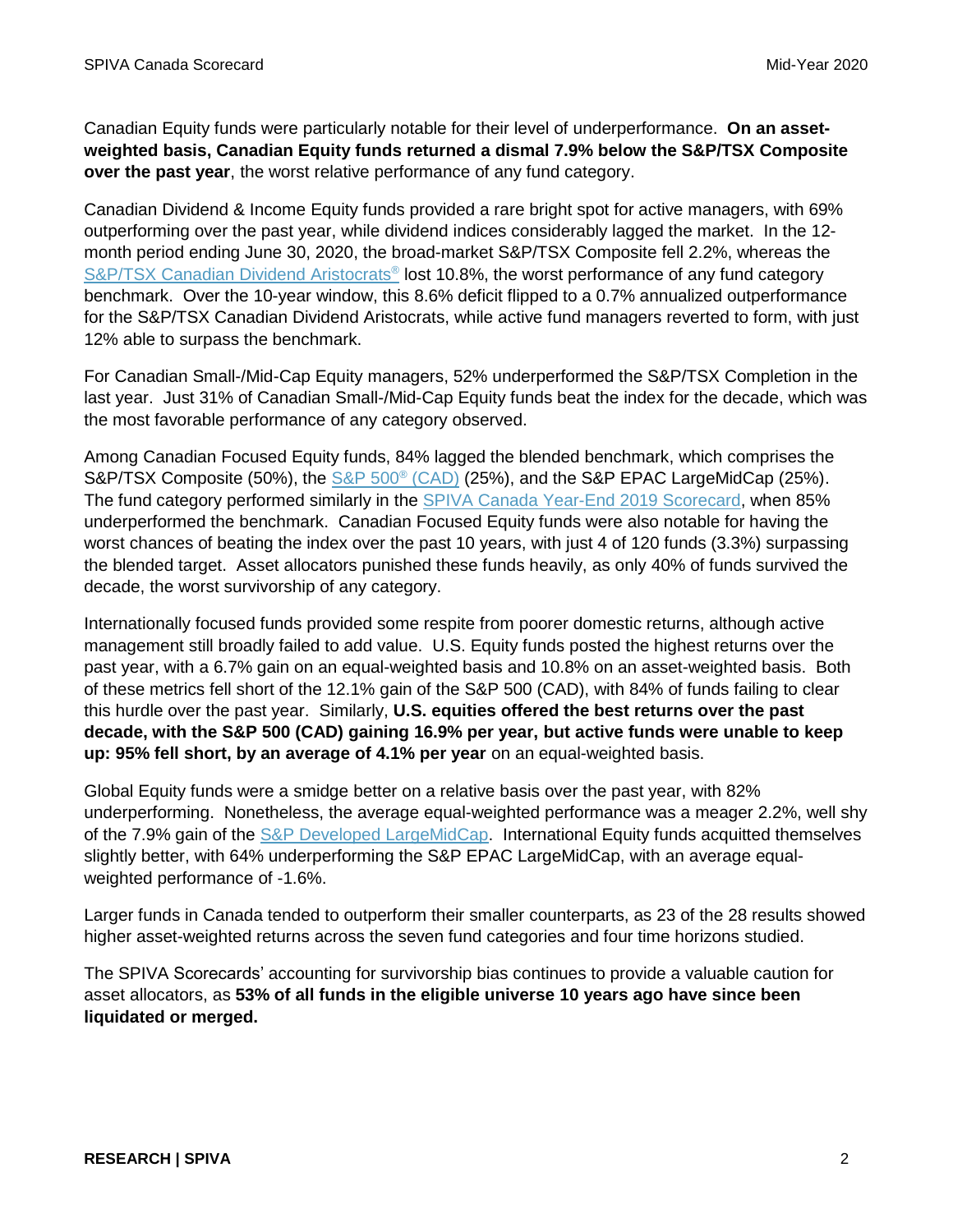Canadian Equity funds were particularly notable for their level of underperformance. **On an asset-weighted basis, Canadian Equity funds returned a dismal 7.9% below the S&P/TSX Composite over the past year**, the worst relative performance of any fund category.

Canadian Dividend & Income Equity funds provided a rare bright spot for active managers, with 69% outperforming over the past year, while dividend indices considerably lagged the market. In the 12-month period ending June 30, 2020, the broad-market S&P/TSX Composite fell 2.2%, whereas the S&P/TSX Canadian Dividend Aristocrats® lost 10.8%, the worst performance of any fund category benchmark. Over the 10-year window, this 8.6% deficit flipped to a 0.7% annualized outperformance for the S&P/TSX Canadian Dividend Aristocrats, while active fund managers reverted to form, with just 12% able to surpass the benchmark.

For Canadian Small-/Mid-Cap Equity managers, 52% underperformed the S&P/TSX Completion in the last year. Just 31% of Canadian Small-/Mid-Cap Equity funds beat the index for the decade, which was the most favorable performance of any category observed.

Among Canadian Focused Equity funds, 84% lagged the blended benchmark, which comprises the S&P/TSX Composite (50%), the S&P 500® (CAD) (25%), and the S&P EPAC LargeMidCap (25%). The fund category performed similarly in the SPIVA Canada Year-End 2019 Scorecard, when 85% underperformed the benchmark. Canadian Focused Equity funds were also notable for having the worst chances of beating the index over the past 10 years, with just 4 of 120 funds (3.3%) surpassing the blended target. Asset allocators punished these funds heavily, as only 40% of funds survived the decade, the worst survivorship of any category.

Internationally focused funds provided some respite from poorer domestic returns, although active management still broadly failed to add value. U.S. Equity funds posted the highest returns over the past year, with a 6.7% gain on an equal-weighted basis and 10.8% on an asset-weighted basis. Both of these metrics fell short of the 12.1% gain of the S&P 500 (CAD), with 84% of funds failing to clear this hurdle over the past year. Similarly, **U.S. equities offered the best returns over the past decade, with the S&P 500 (CAD) gaining 16.9% per year, but active funds were unable to keep up: 95% fell short, by an average of 4.1% per year** on an equal-weighted basis.

Global Equity funds were a smidge better on a relative basis over the past year, with 82% underperforming. Nonetheless, the average equal-weighted performance was a meager 2.2%, well shy of the 7.9% gain of the S&P Developed LargeMidCap. International Equity funds acquitted themselves slightly better, with 64% underperforming the S&P EPAC LargeMidCap, with an average equal-weighted performance of -1.6%.

Larger funds in Canada tended to outperform their smaller counterparts, as 23 of the 28 results showed higher asset-weighted returns across the seven fund categories and four time horizons studied.

The SPIVA Scorecards' accounting for survivorship bias continues to provide a valuable caution for asset allocators, as **53% of all funds in the eligible universe 10 years ago have since been liquidated or merged.**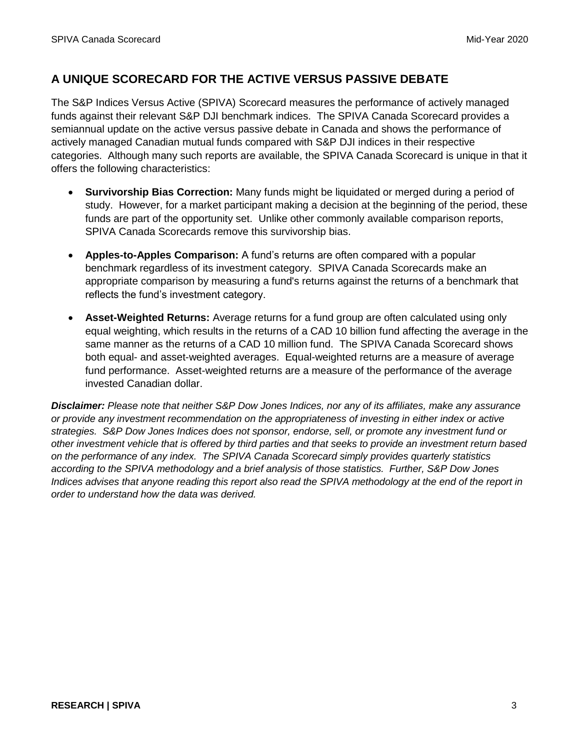## A UNIQUE SCORECARD FOR THE ACTIVE VERSUS PASSIVE DEBATE

The S&P Indices Versus Active (SPIVA) Scorecard measures the performance of actively managed funds against their relevant S&P DJI benchmark indices. The SPIVA Canada Scorecard provides a semiannual update on the active versus passive debate in Canada and shows the performance of actively managed Canadian mutual funds compared with S&P DJI indices in their respective categories. Although many such reports are available, the SPIVA Canada Scorecard is unique in that it offers the following characteristics:

- **Survivorship Bias Correction:** Many funds might be liquidated or merged during a period of study. However, for a market participant making a decision at the beginning of the period, these funds are part of the opportunity set. Unlike other commonly available comparison reports, SPIVA Canada Scorecards remove this survivorship bias.
- **Apples-to-Apples Comparison:** A fund's returns are often compared with a popular benchmark regardless of its investment category. SPIVA Canada Scorecards make an appropriate comparison by measuring a fund's returns against the returns of a benchmark that reflects the fund's investment category.
- **Asset-Weighted Returns:** Average returns for a fund group are often calculated using only equal weighting, which results in the returns of a CAD 10 billion fund affecting the average in the same manner as the returns of a CAD 10 million fund. The SPIVA Canada Scorecard shows both equal- and asset-weighted averages. Equal-weighted returns are a measure of average fund performance. Asset-weighted returns are a measure of the performance of the average invested Canadian dollar.

***Disclaimer:*** *Please note that neither S&P Dow Jones Indices, nor any of its affiliates, make any assurance or provide any investment recommendation on the appropriateness of investing in either index or active strategies. S&P Dow Jones Indices does not sponsor, endorse, sell, or promote any investment fund or other investment vehicle that is offered by third parties and that seeks to provide an investment return based on the performance of any index. The SPIVA Canada Scorecard simply provides quarterly statistics according to the SPIVA methodology and a brief analysis of those statistics. Further, S&P Dow Jones Indices advises that anyone reading this report also read the SPIVA methodology at the end of the report in order to understand how the data was derived.*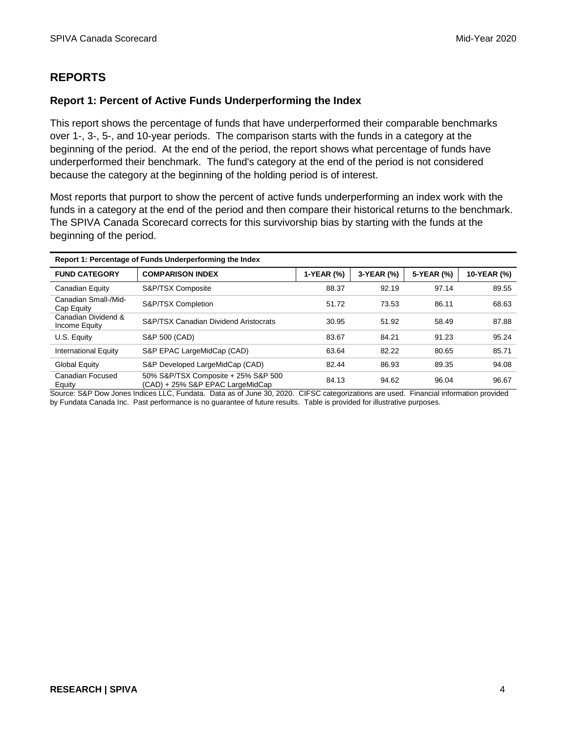## REPORTS

### Report 1: Percent of Active Funds Underperforming the Index

This report shows the percentage of funds that have underperformed their comparable benchmarks over 1-, 3-, 5-, and 10-year periods. The comparison starts with the funds in a category at the beginning of the period. At the end of the period, the report shows what percentage of funds have underperformed their benchmark. The fund's category at the end of the period is not considered because the category at the beginning of the holding period is of interest.

Most reports that purport to show the percent of active funds underperforming an index work with the funds in a category at the end of the period and then compare their historical returns to the benchmark. The SPIVA Canada Scorecard corrects for this survivorship bias by starting with the funds at the beginning of the period.

**Report 1: Percentage of Funds Underperforming the Index**

| FUND CATEGORY | COMPARISON INDEX | 1-YEAR (%) | 3-YEAR (%) | 5-YEAR (%) | 10-YEAR (%) |
|---|---|---|---|---|---|
| Canadian Equity | S&P/TSX Composite | 88.37 | 92.19 | 97.14 | 89.55 |
| Canadian Small-/Mid-Cap Equity | S&P/TSX Completion | 51.72 | 73.53 | 86.11 | 68.63 |
| Canadian Dividend & Income Equity | S&P/TSX Canadian Dividend Aristocrats | 30.95 | 51.92 | 58.49 | 87.88 |
| U.S. Equity | S&P 500 (CAD) | 83.67 | 84.21 | 91.23 | 95.24 |
| International Equity | S&P EPAC LargeMidCap (CAD) | 63.64 | 82.22 | 80.65 | 85.71 |
| Global Equity | S&P Developed LargeMidCap (CAD) | 82.44 | 86.93 | 89.35 | 94.08 |
| Canadian Focused Equity | 50% S&P/TSX Composite + 25% S&P 500 (CAD) + 25% S&P EPAC LargeMidCap | 84.13 | 94.62 | 96.04 | 96.67 |

Source: S&P Dow Jones Indices LLC, Fundata. Data as of June 30, 2020. CIFSC categorizations are used. Financial information provided by Fundata Canada Inc. Past performance is no guarantee of future results. Table is provided for illustrative purposes.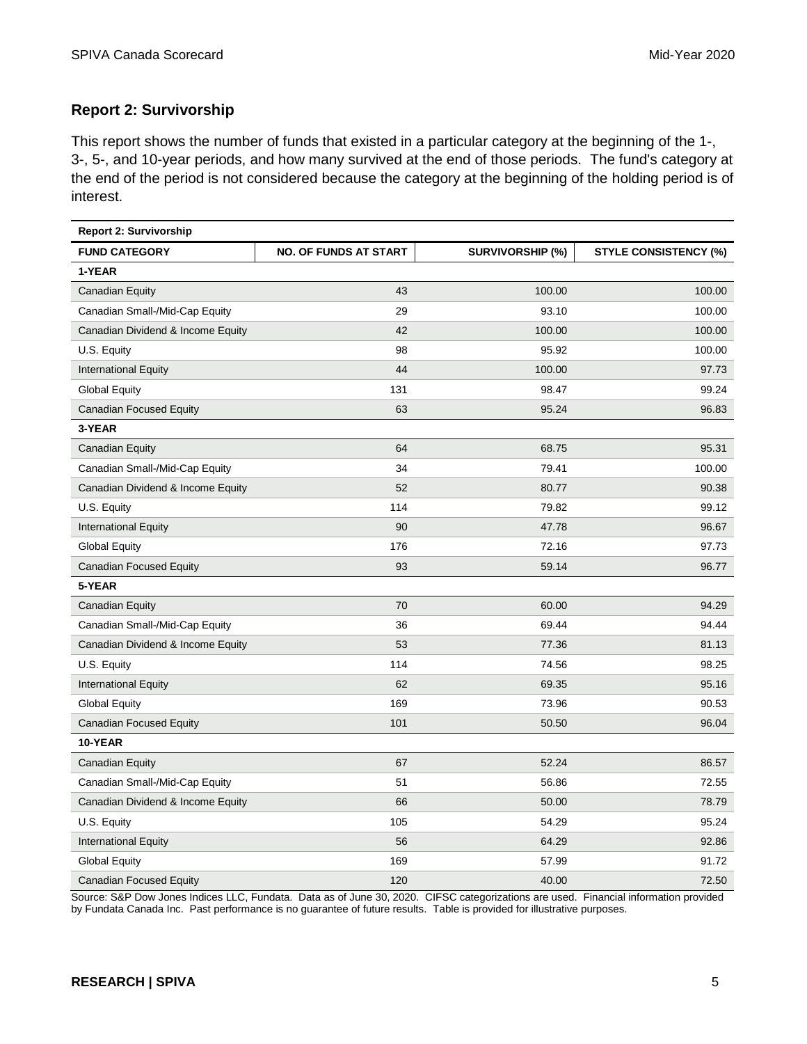## Report 2: Survivorship

This report shows the number of funds that existed in a particular category at the beginning of the 1-, 3-, 5-, and 10-year periods, and how many survived at the end of those periods. The fund's category at the end of the period is not considered because the category at the beginning of the holding period is of interest.

**Report 2: Survivorship**

| FUND CATEGORY | NO. OF FUNDS AT START | SURVIVORSHIP (%) | STYLE CONSISTENCY (%) |
|---|---|---|---|
| **1-YEAR** | | | |
| Canadian Equity | 43 | 100.00 | 100.00 |
| Canadian Small-/Mid-Cap Equity | 29 | 93.10 | 100.00 |
| Canadian Dividend & Income Equity | 42 | 100.00 | 100.00 |
| U.S. Equity | 98 | 95.92 | 100.00 |
| International Equity | 44 | 100.00 | 97.73 |
| Global Equity | 131 | 98.47 | 99.24 |
| Canadian Focused Equity | 63 | 95.24 | 96.83 |
| **3-YEAR** | | | |
| Canadian Equity | 64 | 68.75 | 95.31 |
| Canadian Small-/Mid-Cap Equity | 34 | 79.41 | 100.00 |
| Canadian Dividend & Income Equity | 52 | 80.77 | 90.38 |
| U.S. Equity | 114 | 79.82 | 99.12 |
| International Equity | 90 | 47.78 | 96.67 |
| Global Equity | 176 | 72.16 | 97.73 |
| Canadian Focused Equity | 93 | 59.14 | 96.77 |
| **5-YEAR** | | | |
| Canadian Equity | 70 | 60.00 | 94.29 |
| Canadian Small-/Mid-Cap Equity | 36 | 69.44 | 94.44 |
| Canadian Dividend & Income Equity | 53 | 77.36 | 81.13 |
| U.S. Equity | 114 | 74.56 | 98.25 |
| International Equity | 62 | 69.35 | 95.16 |
| Global Equity | 169 | 73.96 | 90.53 |
| Canadian Focused Equity | 101 | 50.50 | 96.04 |
| **10-YEAR** | | | |
| Canadian Equity | 67 | 52.24 | 86.57 |
| Canadian Small-/Mid-Cap Equity | 51 | 56.86 | 72.55 |
| Canadian Dividend & Income Equity | 66 | 50.00 | 78.79 |
| U.S. Equity | 105 | 54.29 | 95.24 |
| International Equity | 56 | 64.29 | 92.86 |
| Global Equity | 169 | 57.99 | 91.72 |
| Canadian Focused Equity | 120 | 40.00 | 72.50 |

Source: S&P Dow Jones Indices LLC, Fundata. Data as of June 30, 2020. CIFSC categorizations are used. Financial information provided by Fundata Canada Inc. Past performance is no guarantee of future results. Table is provided for illustrative purposes.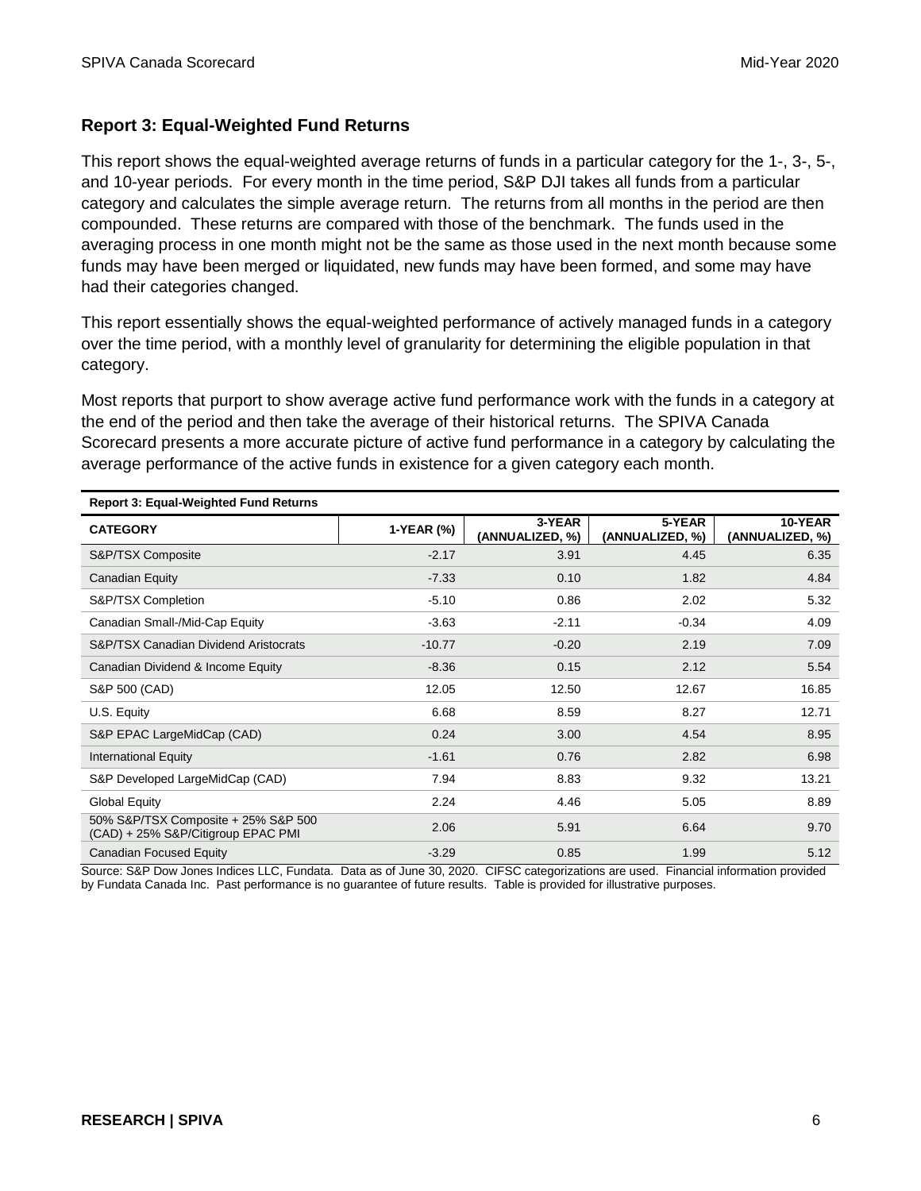## Report 3: Equal-Weighted Fund Returns

This report shows the equal-weighted average returns of funds in a particular category for the 1-, 3-, 5-, and 10-year periods. For every month in the time period, S&P DJI takes all funds from a particular category and calculates the simple average return. The returns from all months in the period are then compounded. These returns are compared with those of the benchmark. The funds used in the averaging process in one month might not be the same as those used in the next month because some funds may have been merged or liquidated, new funds may have been formed, and some may have had their categories changed.

This report essentially shows the equal-weighted performance of actively managed funds in a category over the time period, with a monthly level of granularity for determining the eligible population in that category.

Most reports that purport to show average active fund performance work with the funds in a category at the end of the period and then take the average of their historical returns. The SPIVA Canada Scorecard presents a more accurate picture of active fund performance in a category by calculating the average performance of the active funds in existence for a given category each month.

**Report 3: Equal-Weighted Fund Returns**

| CATEGORY | 1-YEAR (%) | 3-YEAR (ANNUALIZED, %) | 5-YEAR (ANNUALIZED, %) | 10-YEAR (ANNUALIZED, %) |
|---|---|---|---|---|
| S&P/TSX Composite | -2.17 | 3.91 | 4.45 | 6.35 |
| Canadian Equity | -7.33 | 0.10 | 1.82 | 4.84 |
| S&P/TSX Completion | -5.10 | 0.86 | 2.02 | 5.32 |
| Canadian Small-/Mid-Cap Equity | -3.63 | -2.11 | -0.34 | 4.09 |
| S&P/TSX Canadian Dividend Aristocrats | -10.77 | -0.20 | 2.19 | 7.09 |
| Canadian Dividend & Income Equity | -8.36 | 0.15 | 2.12 | 5.54 |
| S&P 500 (CAD) | 12.05 | 12.50 | 12.67 | 16.85 |
| U.S. Equity | 6.68 | 8.59 | 8.27 | 12.71 |
| S&P EPAC LargeMidCap (CAD) | 0.24 | 3.00 | 4.54 | 8.95 |
| International Equity | -1.61 | 0.76 | 2.82 | 6.98 |
| S&P Developed LargeMidCap (CAD) | 7.94 | 8.83 | 9.32 | 13.21 |
| Global Equity | 2.24 | 4.46 | 5.05 | 8.89 |
| 50% S&P/TSX Composite + 25% S&P 500 (CAD) + 25% S&P/Citigroup EPAC PMI | 2.06 | 5.91 | 6.64 | 9.70 |
| Canadian Focused Equity | -3.29 | 0.85 | 1.99 | 5.12 |

Source: S&P Dow Jones Indices LLC, Fundata. Data as of June 30, 2020. CIFSC categorizations are used. Financial information provided by Fundata Canada Inc. Past performance is no guarantee of future results. Table is provided for illustrative purposes.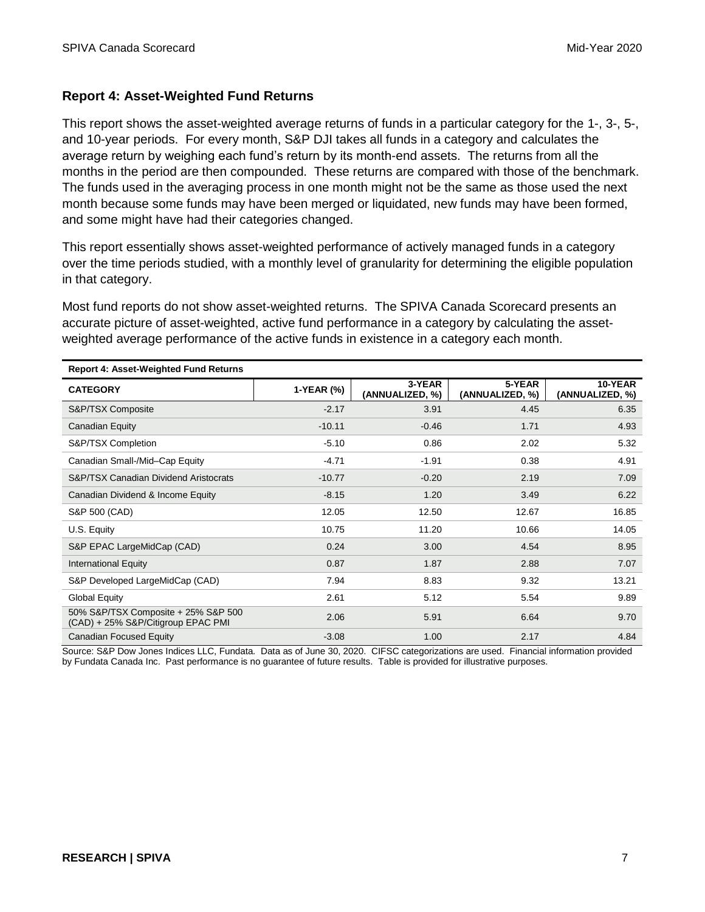### Report 4: Asset-Weighted Fund Returns

This report shows the asset-weighted average returns of funds in a particular category for the 1-, 3-, 5-, and 10-year periods. For every month, S&P DJI takes all funds in a category and calculates the average return by weighing each fund's return by its month-end assets. The returns from all the months in the period are then compounded. These returns are compared with those of the benchmark. The funds used in the averaging process in one month might not be the same as those used the next month because some funds may have been merged or liquidated, new funds may have been formed, and some might have had their categories changed.

This report essentially shows asset-weighted performance of actively managed funds in a category over the time periods studied, with a monthly level of granularity for determining the eligible population in that category.

Most fund reports do not show asset-weighted returns. The SPIVA Canada Scorecard presents an accurate picture of asset-weighted, active fund performance in a category by calculating the asset-weighted average performance of the active funds in existence in a category each month.

**Report 4: Asset-Weighted Fund Returns**

| CATEGORY | 1-YEAR (%) | 3-YEAR (ANNUALIZED, %) | 5-YEAR (ANNUALIZED, %) | 10-YEAR (ANNUALIZED, %) |
|---|---|---|---|---|
| S&P/TSX Composite | -2.17 | 3.91 | 4.45 | 6.35 |
| Canadian Equity | -10.11 | -0.46 | 1.71 | 4.93 |
| S&P/TSX Completion | -5.10 | 0.86 | 2.02 | 5.32 |
| Canadian Small-/Mid–Cap Equity | -4.71 | -1.91 | 0.38 | 4.91 |
| S&P/TSX Canadian Dividend Aristocrats | -10.77 | -0.20 | 2.19 | 7.09 |
| Canadian Dividend & Income Equity | -8.15 | 1.20 | 3.49 | 6.22 |
| S&P 500 (CAD) | 12.05 | 12.50 | 12.67 | 16.85 |
| U.S. Equity | 10.75 | 11.20 | 10.66 | 14.05 |
| S&P EPAC LargeMidCap (CAD) | 0.24 | 3.00 | 4.54 | 8.95 |
| International Equity | 0.87 | 1.87 | 2.88 | 7.07 |
| S&P Developed LargeMidCap (CAD) | 7.94 | 8.83 | 9.32 | 13.21 |
| Global Equity | 2.61 | 5.12 | 5.54 | 9.89 |
| 50% S&P/TSX Composite + 25% S&P 500 (CAD) + 25% S&P/Citigroup EPAC PMI | 2.06 | 5.91 | 6.64 | 9.70 |
| Canadian Focused Equity | -3.08 | 1.00 | 2.17 | 4.84 |

Source: S&P Dow Jones Indices LLC, Fundata. Data as of June 30, 2020. CIFSC categorizations are used. Financial information provided by Fundata Canada Inc. Past performance is no guarantee of future results. Table is provided for illustrative purposes.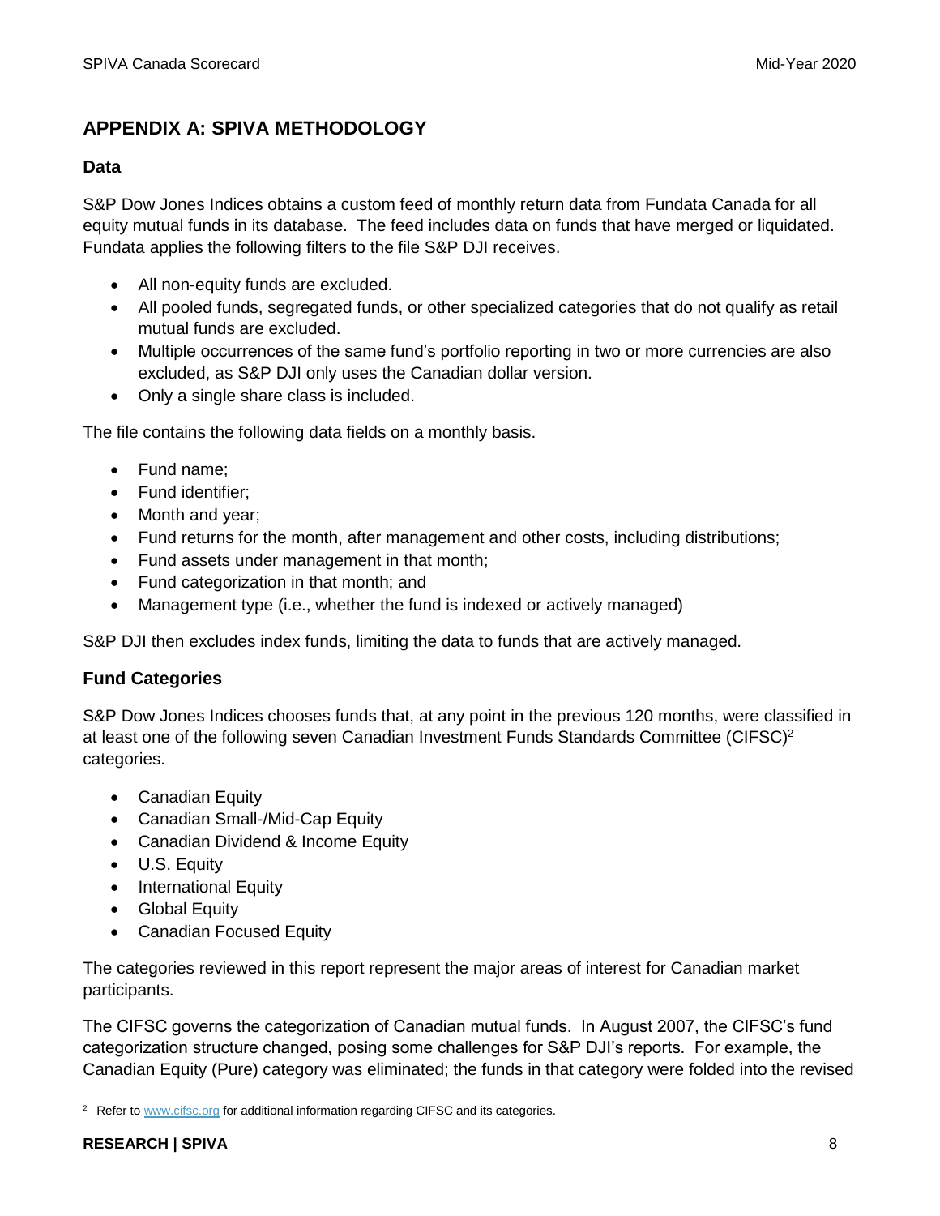## APPENDIX A: SPIVA METHODOLOGY

### Data

S&P Dow Jones Indices obtains a custom feed of monthly return data from Fundata Canada for all equity mutual funds in its database. The feed includes data on funds that have merged or liquidated. Fundata applies the following filters to the file S&P DJI receives.

- All non-equity funds are excluded.
- All pooled funds, segregated funds, or other specialized categories that do not qualify as retail mutual funds are excluded.
- Multiple occurrences of the same fund's portfolio reporting in two or more currencies are also excluded, as S&P DJI only uses the Canadian dollar version.
- Only a single share class is included.

The file contains the following data fields on a monthly basis.

- Fund name;
- Fund identifier;
- Month and year;
- Fund returns for the month, after management and other costs, including distributions;
- Fund assets under management in that month;
- Fund categorization in that month; and
- Management type (i.e., whether the fund is indexed or actively managed)

S&P DJI then excludes index funds, limiting the data to funds that are actively managed.

### Fund Categories

S&P Dow Jones Indices chooses funds that, at any point in the previous 120 months, were classified in at least one of the following seven Canadian Investment Funds Standards Committee (CIFSC)[2] categories.

- Canadian Equity
- Canadian Small-/Mid-Cap Equity
- Canadian Dividend & Income Equity
- U.S. Equity
- International Equity
- Global Equity
- Canadian Focused Equity

The categories reviewed in this report represent the major areas of interest for Canadian market participants.

The CIFSC governs the categorization of Canadian mutual funds. In August 2007, the CIFSC's fund categorization structure changed, posing some challenges for S&P DJI's reports. For example, the Canadian Equity (Pure) category was eliminated; the funds in that category were folded into the revised

[2] Refer to www.cifsc.org for additional information regarding CIFSC and its categories.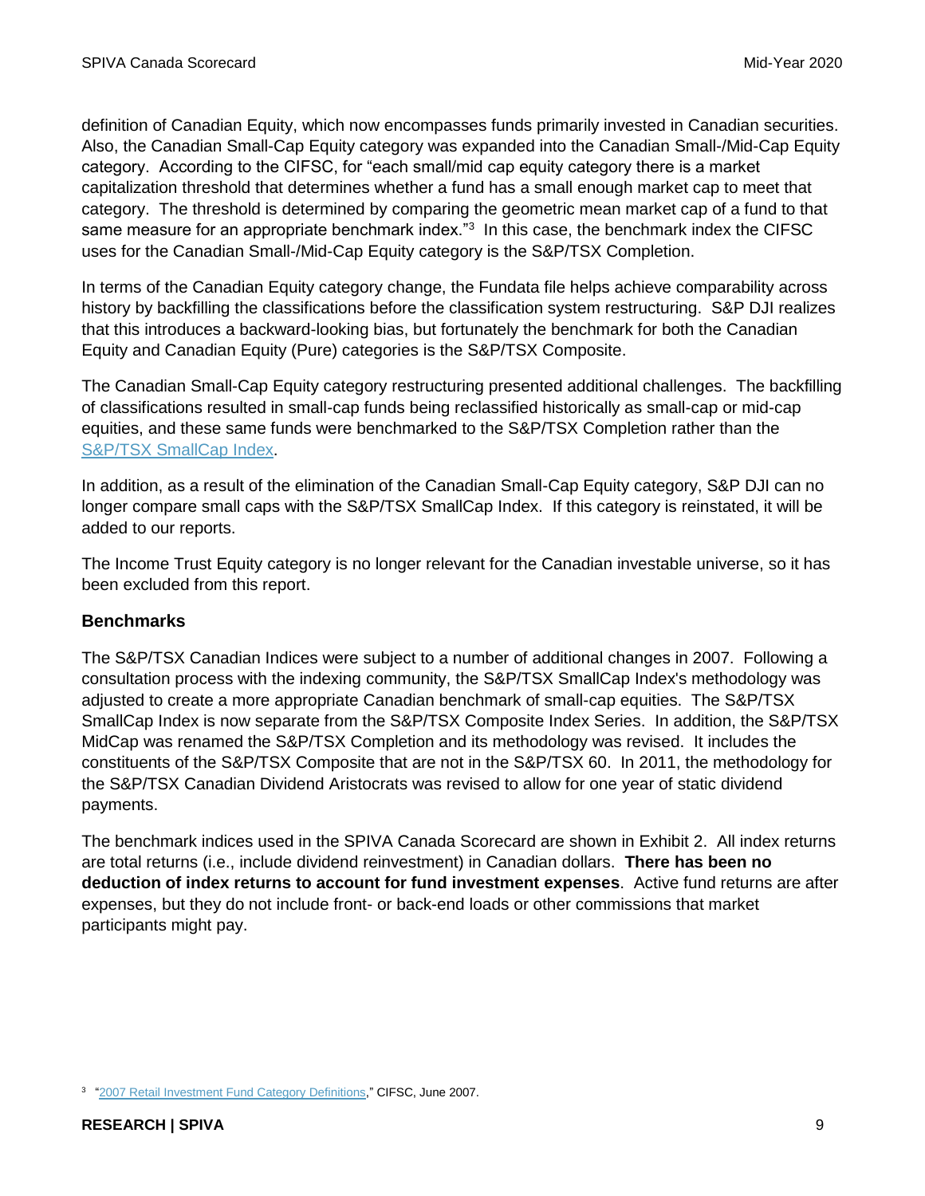definition of Canadian Equity, which now encompasses funds primarily invested in Canadian securities. Also, the Canadian Small-Cap Equity category was expanded into the Canadian Small-/Mid-Cap Equity category. According to the CIFSC, for "each small/mid cap equity category there is a market capitalization threshold that determines whether a fund has a small enough market cap to meet that category. The threshold is determined by comparing the geometric mean market cap of a fund to that same measure for an appropriate benchmark index."[3] In this case, the benchmark index the CIFSC uses for the Canadian Small-/Mid-Cap Equity category is the S&P/TSX Completion.

In terms of the Canadian Equity category change, the Fundata file helps achieve comparability across history by backfilling the classifications before the classification system restructuring. S&P DJI realizes that this introduces a backward-looking bias, but fortunately the benchmark for both the Canadian Equity and Canadian Equity (Pure) categories is the S&P/TSX Composite.

The Canadian Small-Cap Equity category restructuring presented additional challenges. The backfilling of classifications resulted in small-cap funds being reclassified historically as small-cap or mid-cap equities, and these same funds were benchmarked to the S&P/TSX Completion rather than the S&P/TSX SmallCap Index.

In addition, as a result of the elimination of the Canadian Small-Cap Equity category, S&P DJI can no longer compare small caps with the S&P/TSX SmallCap Index. If this category is reinstated, it will be added to our reports.

The Income Trust Equity category is no longer relevant for the Canadian investable universe, so it has been excluded from this report.

### Benchmarks

The S&P/TSX Canadian Indices were subject to a number of additional changes in 2007. Following a consultation process with the indexing community, the S&P/TSX SmallCap Index's methodology was adjusted to create a more appropriate Canadian benchmark of small-cap equities. The S&P/TSX SmallCap Index is now separate from the S&P/TSX Composite Index Series. In addition, the S&P/TSX MidCap was renamed the S&P/TSX Completion and its methodology was revised. It includes the constituents of the S&P/TSX Composite that are not in the S&P/TSX 60. In 2011, the methodology for the S&P/TSX Canadian Dividend Aristocrats was revised to allow for one year of static dividend payments.

The benchmark indices used in the SPIVA Canada Scorecard are shown in Exhibit 2. All index returns are total returns (i.e., include dividend reinvestment) in Canadian dollars. **There has been no deduction of index returns to account for fund investment expenses**. Active fund returns are after expenses, but they do not include front- or back-end loads or other commissions that market participants might pay.

[3] "2007 Retail Investment Fund Category Definitions," CIFSC, June 2007.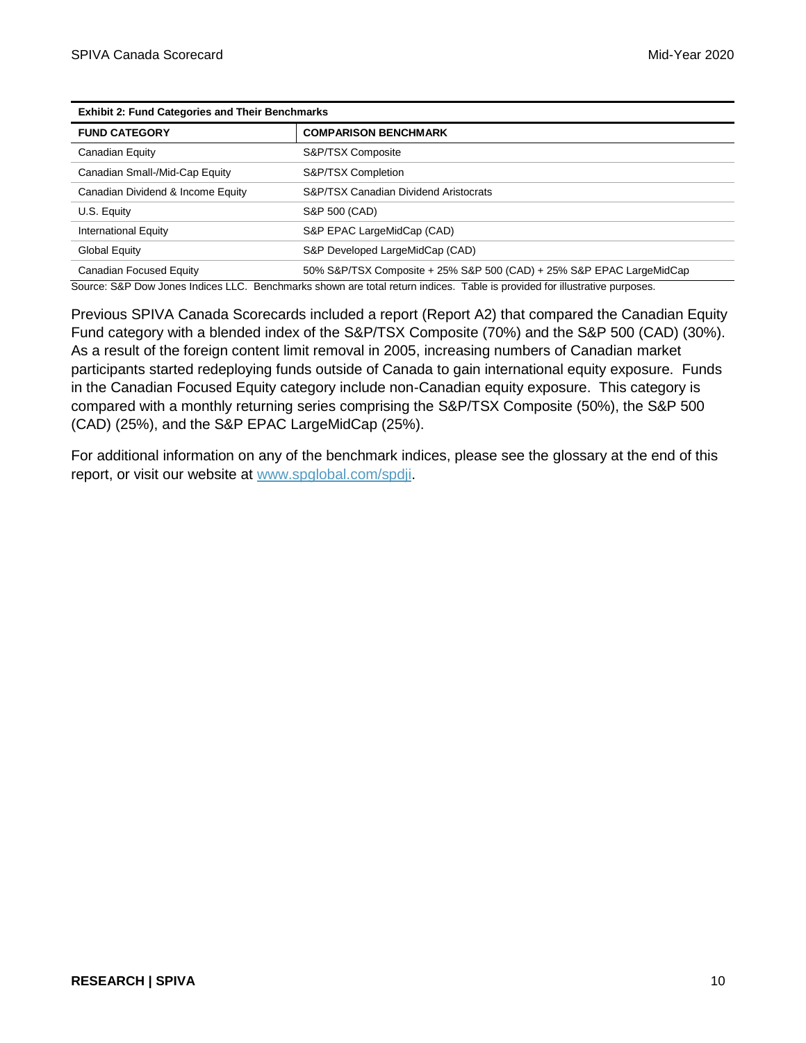**Exhibit 2: Fund Categories and Their Benchmarks**

| FUND CATEGORY | COMPARISON BENCHMARK |
|---|---|
| Canadian Equity | S&P/TSX Composite |
| Canadian Small-/Mid-Cap Equity | S&P/TSX Completion |
| Canadian Dividend & Income Equity | S&P/TSX Canadian Dividend Aristocrats |
| U.S. Equity | S&P 500 (CAD) |
| International Equity | S&P EPAC LargeMidCap (CAD) |
| Global Equity | S&P Developed LargeMidCap (CAD) |
| Canadian Focused Equity | 50% S&P/TSX Composite + 25% S&P 500 (CAD) + 25% S&P EPAC LargeMidCap |

Source: S&P Dow Jones Indices LLC. Benchmarks shown are total return indices. Table is provided for illustrative purposes.

Previous SPIVA Canada Scorecards included a report (Report A2) that compared the Canadian Equity Fund category with a blended index of the S&P/TSX Composite (70%) and the S&P 500 (CAD) (30%). As a result of the foreign content limit removal in 2005, increasing numbers of Canadian market participants started redeploying funds outside of Canada to gain international equity exposure. Funds in the Canadian Focused Equity category include non-Canadian equity exposure. This category is compared with a monthly returning series comprising the S&P/TSX Composite (50%), the S&P 500 (CAD) (25%), and the S&P EPAC LargeMidCap (25%).

For additional information on any of the benchmark indices, please see the glossary at the end of this report, or visit our website at www.spglobal.com/spdji.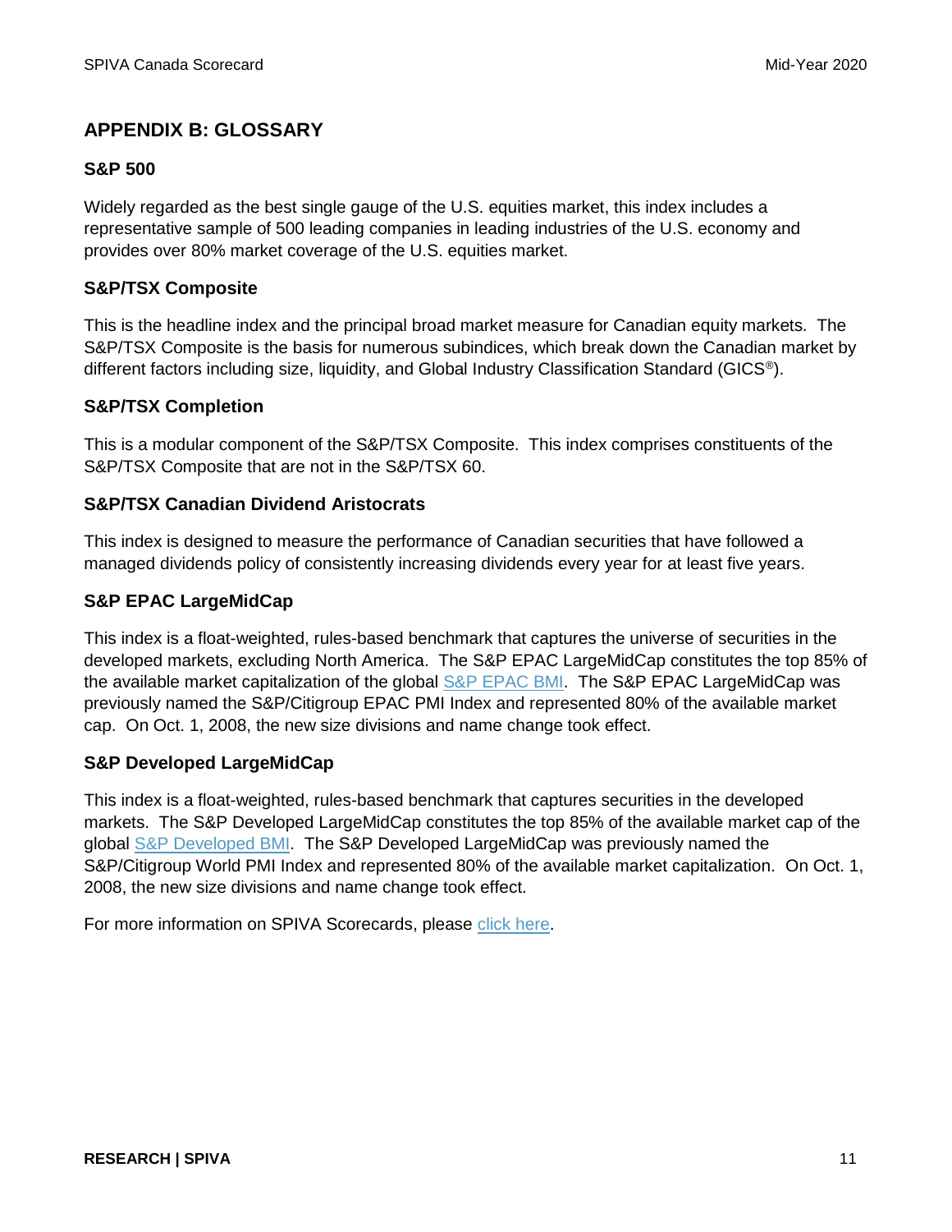## APPENDIX B: GLOSSARY

### S&P 500

Widely regarded as the best single gauge of the U.S. equities market, this index includes a representative sample of 500 leading companies in leading industries of the U.S. economy and provides over 80% market coverage of the U.S. equities market.

### S&P/TSX Composite

This is the headline index and the principal broad market measure for Canadian equity markets. The S&P/TSX Composite is the basis for numerous subindices, which break down the Canadian market by different factors including size, liquidity, and Global Industry Classification Standard (GICS®).

### S&P/TSX Completion

This is a modular component of the S&P/TSX Composite. This index comprises constituents of the S&P/TSX Composite that are not in the S&P/TSX 60.

### S&P/TSX Canadian Dividend Aristocrats

This index is designed to measure the performance of Canadian securities that have followed a managed dividends policy of consistently increasing dividends every year for at least five years.

### S&P EPAC LargeMidCap

This index is a float-weighted, rules-based benchmark that captures the universe of securities in the developed markets, excluding North America. The S&P EPAC LargeMidCap constitutes the top 85% of the available market capitalization of the global S&P EPAC BMI. The S&P EPAC LargeMidCap was previously named the S&P/Citigroup EPAC PMI Index and represented 80% of the available market cap. On Oct. 1, 2008, the new size divisions and name change took effect.

### S&P Developed LargeMidCap

This index is a float-weighted, rules-based benchmark that captures securities in the developed markets. The S&P Developed LargeMidCap constitutes the top 85% of the available market cap of the global S&P Developed BMI. The S&P Developed LargeMidCap was previously named the S&P/Citigroup World PMI Index and represented 80% of the available market capitalization. On Oct. 1, 2008, the new size divisions and name change took effect.

For more information on SPIVA Scorecards, please click here.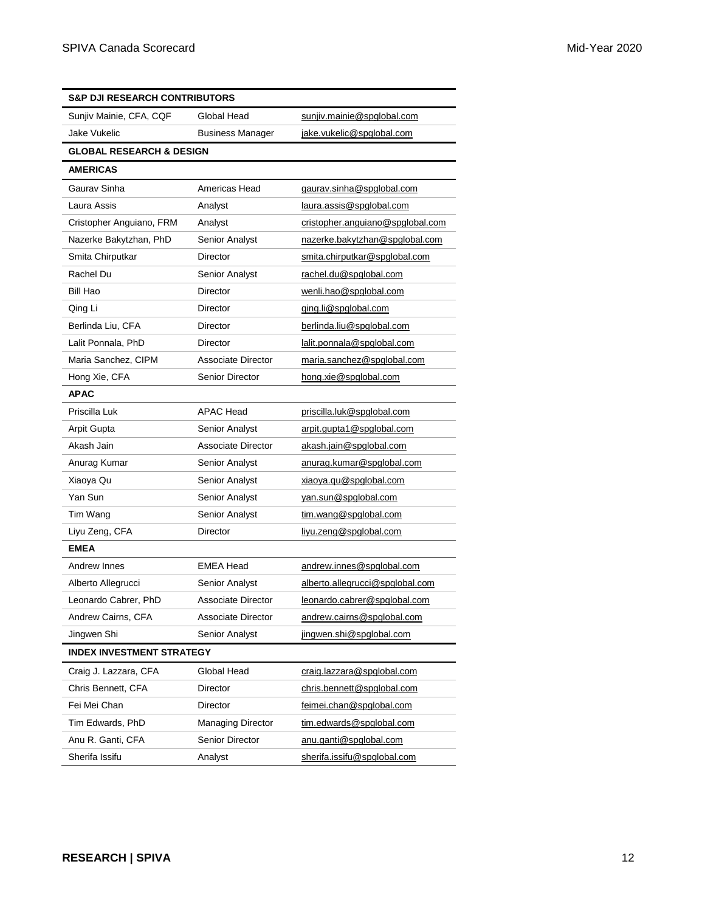| S&P DJI RESEARCH CONTRIBUTORS | | |
|---|---|---|
| Sunjiv Mainie, CFA, CQF | Global Head | sunjiv.mainie@spglobal.com |
| Jake Vukelic | Business Manager | jake.vukelic@spglobal.com |
| **GLOBAL RESEARCH & DESIGN** | | |
| **AMERICAS** | | |
| Gaurav Sinha | Americas Head | gaurav.sinha@spglobal.com |
| Laura Assis | Analyst | laura.assis@spglobal.com |
| Cristopher Anguiano, FRM | Analyst | cristopher.anguiano@spglobal.com |
| Nazerke Bakytzhan, PhD | Senior Analyst | nazerke.bakytzhan@spglobal.com |
| Smita Chirputkar | Director | smita.chirputkar@spglobal.com |
| Rachel Du | Senior Analyst | rachel.du@spglobal.com |
| Bill Hao | Director | wenli.hao@spglobal.com |
| Qing Li | Director | qing.li@spglobal.com |
| Berlinda Liu, CFA | Director | berlinda.liu@spglobal.com |
| Lalit Ponnala, PhD | Director | lalit.ponnala@spglobal.com |
| Maria Sanchez, CIPM | Associate Director | maria.sanchez@spglobal.com |
| Hong Xie, CFA | Senior Director | hong.xie@spglobal.com |
| **APAC** | | |
| Priscilla Luk | APAC Head | priscilla.luk@spglobal.com |
| Arpit Gupta | Senior Analyst | arpit.gupta1@spglobal.com |
| Akash Jain | Associate Director | akash.jain@spglobal.com |
| Anurag Kumar | Senior Analyst | anurag.kumar@spglobal.com |
| Xiaoya Qu | Senior Analyst | xiaoya.qu@spglobal.com |
| Yan Sun | Senior Analyst | yan.sun@spglobal.com |
| Tim Wang | Senior Analyst | tim.wang@spglobal.com |
| Liyu Zeng, CFA | Director | liyu.zeng@spglobal.com |
| **EMEA** | | |
| Andrew Innes | EMEA Head | andrew.innes@spglobal.com |
| Alberto Allegrucci | Senior Analyst | alberto.allegrucci@spglobal.com |
| Leonardo Cabrer, PhD | Associate Director | leonardo.cabrer@spglobal.com |
| Andrew Cairns, CFA | Associate Director | andrew.cairns@spglobal.com |
| Jingwen Shi | Senior Analyst | jingwen.shi@spglobal.com |
| **INDEX INVESTMENT STRATEGY** | | |
| Craig J. Lazzara, CFA | Global Head | craig.lazzara@spglobal.com |
| Chris Bennett, CFA | Director | chris.bennett@spglobal.com |
| Fei Mei Chan | Director | feimei.chan@spglobal.com |
| Tim Edwards, PhD | Managing Director | tim.edwards@spglobal.com |
| Anu R. Ganti, CFA | Senior Director | anu.ganti@spglobal.com |
| Sherifa Issifu | Analyst | sherifa.issifu@spglobal.com |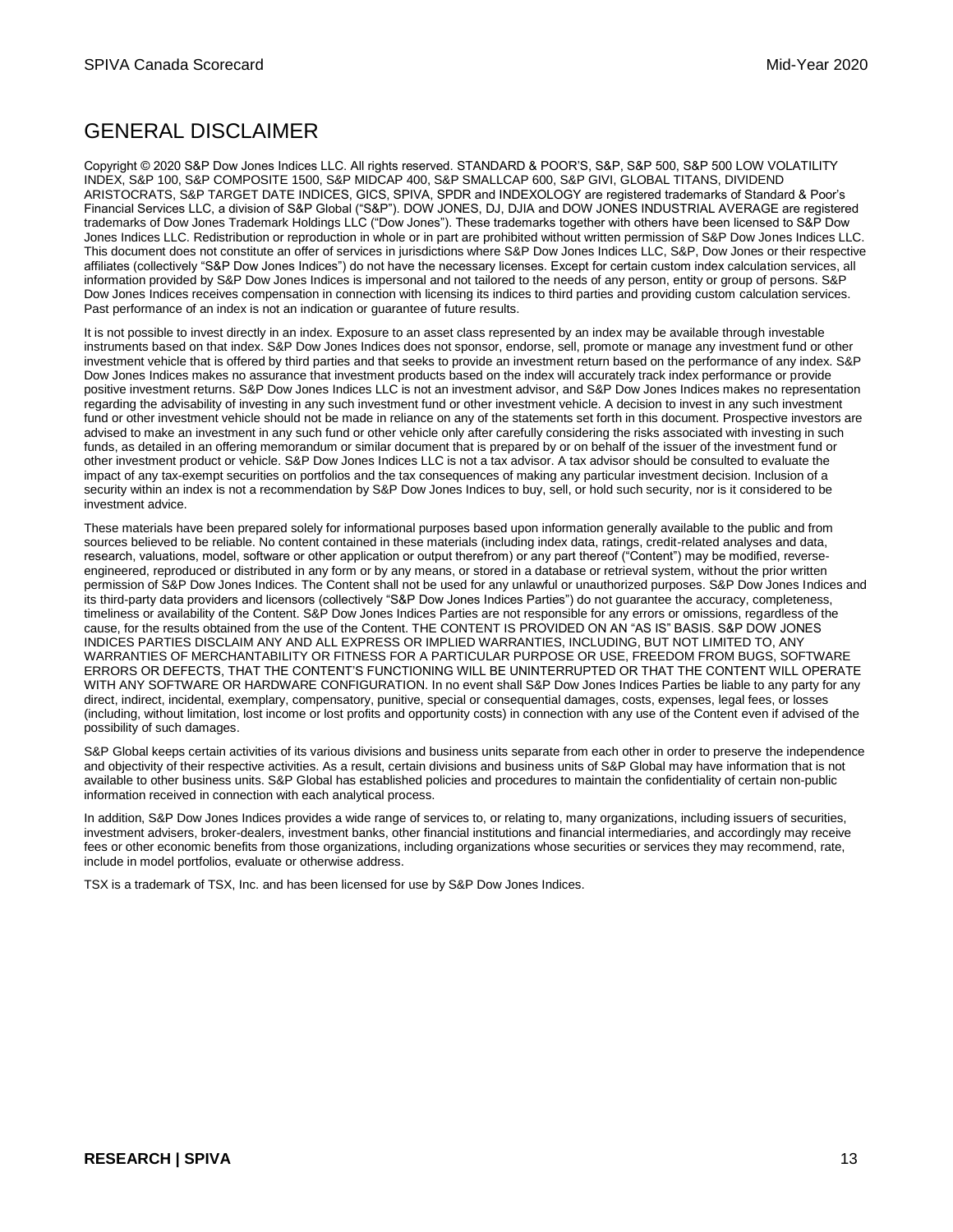# GENERAL DISCLAIMER

Copyright © 2020 S&P Dow Jones Indices LLC. All rights reserved. STANDARD & POOR'S, S&P, S&P 500, S&P 500 LOW VOLATILITY INDEX, S&P 100, S&P COMPOSITE 1500, S&P MIDCAP 400, S&P SMALLCAP 600, S&P GIVI, GLOBAL TITANS, DIVIDEND ARISTOCRATS, S&P TARGET DATE INDICES, GICS, SPIVA, SPDR and INDEXOLOGY are registered trademarks of Standard & Poor's Financial Services LLC, a division of S&P Global ("S&P"). DOW JONES, DJ, DJIA and DOW JONES INDUSTRIAL AVERAGE are registered trademarks of Dow Jones Trademark Holdings LLC ("Dow Jones"). These trademarks together with others have been licensed to S&P Dow Jones Indices LLC. Redistribution or reproduction in whole or in part are prohibited without written permission of S&P Dow Jones Indices LLC. This document does not constitute an offer of services in jurisdictions where S&P Dow Jones Indices LLC, S&P, Dow Jones or their respective affiliates (collectively "S&P Dow Jones Indices") do not have the necessary licenses. Except for certain custom index calculation services, all information provided by S&P Dow Jones Indices is impersonal and not tailored to the needs of any person, entity or group of persons. S&P Dow Jones Indices receives compensation in connection with licensing its indices to third parties and providing custom calculation services. Past performance of an index is not an indication or guarantee of future results.

It is not possible to invest directly in an index. Exposure to an asset class represented by an index may be available through investable instruments based on that index. S&P Dow Jones Indices does not sponsor, endorse, sell, promote or manage any investment fund or other investment vehicle that is offered by third parties and that seeks to provide an investment return based on the performance of any index. S&P Dow Jones Indices makes no assurance that investment products based on the index will accurately track index performance or provide positive investment returns. S&P Dow Jones Indices LLC is not an investment advisor, and S&P Dow Jones Indices makes no representation regarding the advisability of investing in any such investment fund or other investment vehicle. A decision to invest in any such investment fund or other investment vehicle should not be made in reliance on any of the statements set forth in this document. Prospective investors are advised to make an investment in any such fund or other vehicle only after carefully considering the risks associated with investing in such funds, as detailed in an offering memorandum or similar document that is prepared by or on behalf of the issuer of the investment fund or other investment product or vehicle. S&P Dow Jones Indices LLC is not a tax advisor. A tax advisor should be consulted to evaluate the impact of any tax-exempt securities on portfolios and the tax consequences of making any particular investment decision. Inclusion of a security within an index is not a recommendation by S&P Dow Jones Indices to buy, sell, or hold such security, nor is it considered to be investment advice.

These materials have been prepared solely for informational purposes based upon information generally available to the public and from sources believed to be reliable. No content contained in these materials (including index data, ratings, credit-related analyses and data, research, valuations, model, software or other application or output therefrom) or any part thereof ("Content") may be modified, reverse-engineered, reproduced or distributed in any form or by any means, or stored in a database or retrieval system, without the prior written permission of S&P Dow Jones Indices. The Content shall not be used for any unlawful or unauthorized purposes. S&P Dow Jones Indices and its third-party data providers and licensors (collectively "S&P Dow Jones Indices Parties") do not guarantee the accuracy, completeness, timeliness or availability of the Content. S&P Dow Jones Indices Parties are not responsible for any errors or omissions, regardless of the cause, for the results obtained from the use of the Content. THE CONTENT IS PROVIDED ON AN "AS IS" BASIS. S&P DOW JONES INDICES PARTIES DISCLAIM ANY AND ALL EXPRESS OR IMPLIED WARRANTIES, INCLUDING, BUT NOT LIMITED TO, ANY WARRANTIES OF MERCHANTABILITY OR FITNESS FOR A PARTICULAR PURPOSE OR USE, FREEDOM FROM BUGS, SOFTWARE ERRORS OR DEFECTS, THAT THE CONTENT'S FUNCTIONING WILL BE UNINTERRUPTED OR THAT THE CONTENT WILL OPERATE WITH ANY SOFTWARE OR HARDWARE CONFIGURATION. In no event shall S&P Dow Jones Indices Parties be liable to any party for any direct, indirect, incidental, exemplary, compensatory, punitive, special or consequential damages, costs, expenses, legal fees, or losses (including, without limitation, lost income or lost profits and opportunity costs) in connection with any use of the Content even if advised of the possibility of such damages.

S&P Global keeps certain activities of its various divisions and business units separate from each other in order to preserve the independence and objectivity of their respective activities. As a result, certain divisions and business units of S&P Global may have information that is not available to other business units. S&P Global has established policies and procedures to maintain the confidentiality of certain non-public information received in connection with each analytical process.

In addition, S&P Dow Jones Indices provides a wide range of services to, or relating to, many organizations, including issuers of securities, investment advisers, broker-dealers, investment banks, other financial institutions and financial intermediaries, and accordingly may receive fees or other economic benefits from those organizations, including organizations whose securities or services they may recommend, rate, include in model portfolios, evaluate or otherwise address.

TSX is a trademark of TSX, Inc. and has been licensed for use by S&P Dow Jones Indices.